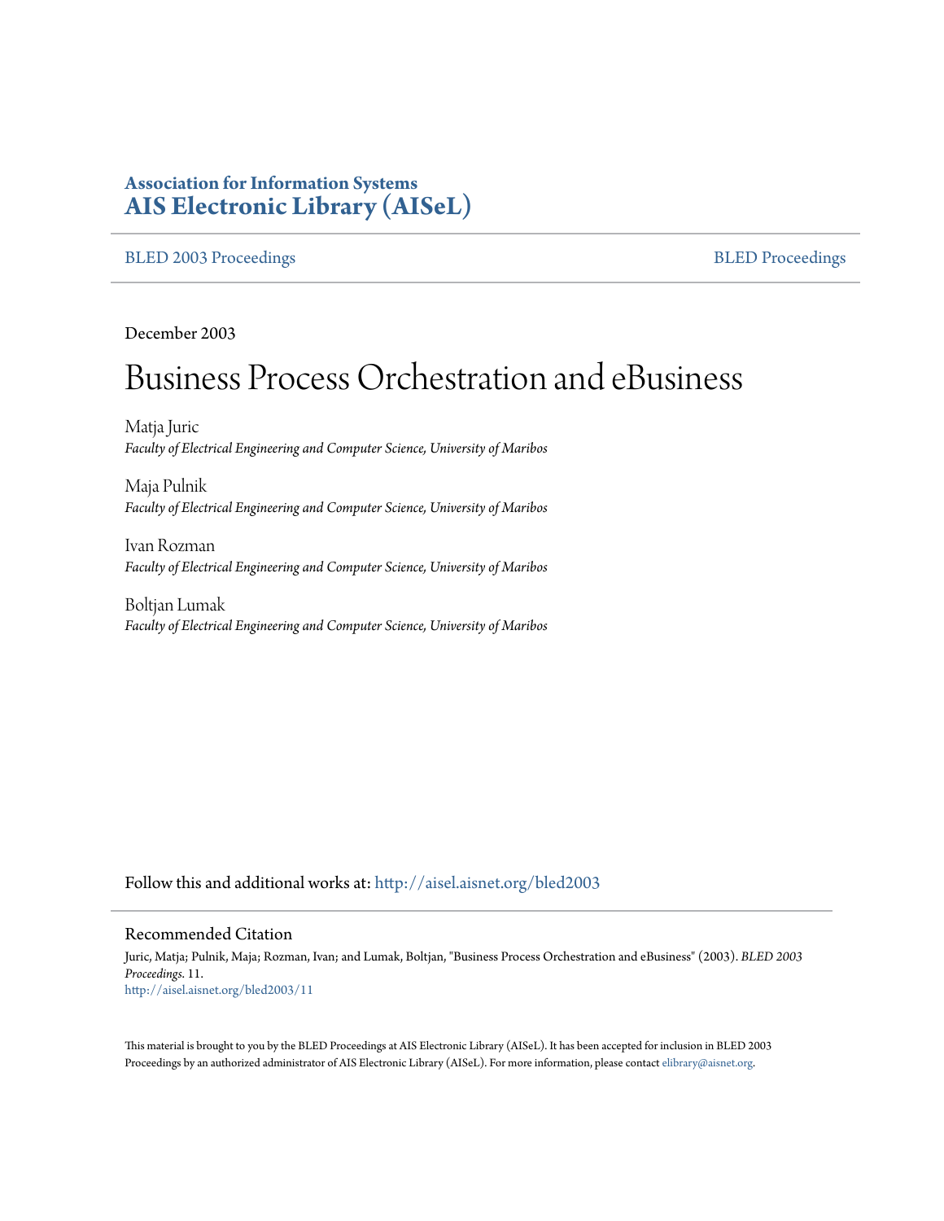**Association for Information Systems**
**AIS Electronic Library (AISeL)**

BLED 2003 Proceedings | BLED Proceedings

December 2003

# Business Process Orchestration and eBusiness

Matja Juric
*Faculty of Electrical Engineering and Computer Science, University of Maribos*

Maja Pulnik
*Faculty of Electrical Engineering and Computer Science, University of Maribos*

Ivan Rozman
*Faculty of Electrical Engineering and Computer Science, University of Maribos*

Boltjan Lumak
*Faculty of Electrical Engineering and Computer Science, University of Maribos*

Follow this and additional works at: http://aisel.aisnet.org/bled2003

## Recommended Citation

Juric, Matja; Pulnik, Maja; Rozman, Ivan; and Lumak, Boltjan, "Business Process Orchestration and eBusiness" (2003). *BLED 2003 Proceedings*. 11.
http://aisel.aisnet.org/bled2003/11

This material is brought to you by the BLED Proceedings at AIS Electronic Library (AISeL). It has been accepted for inclusion in BLED 2003 Proceedings by an authorized administrator of AIS Electronic Library (AISeL). For more information, please contact elibrary@aisnet.org.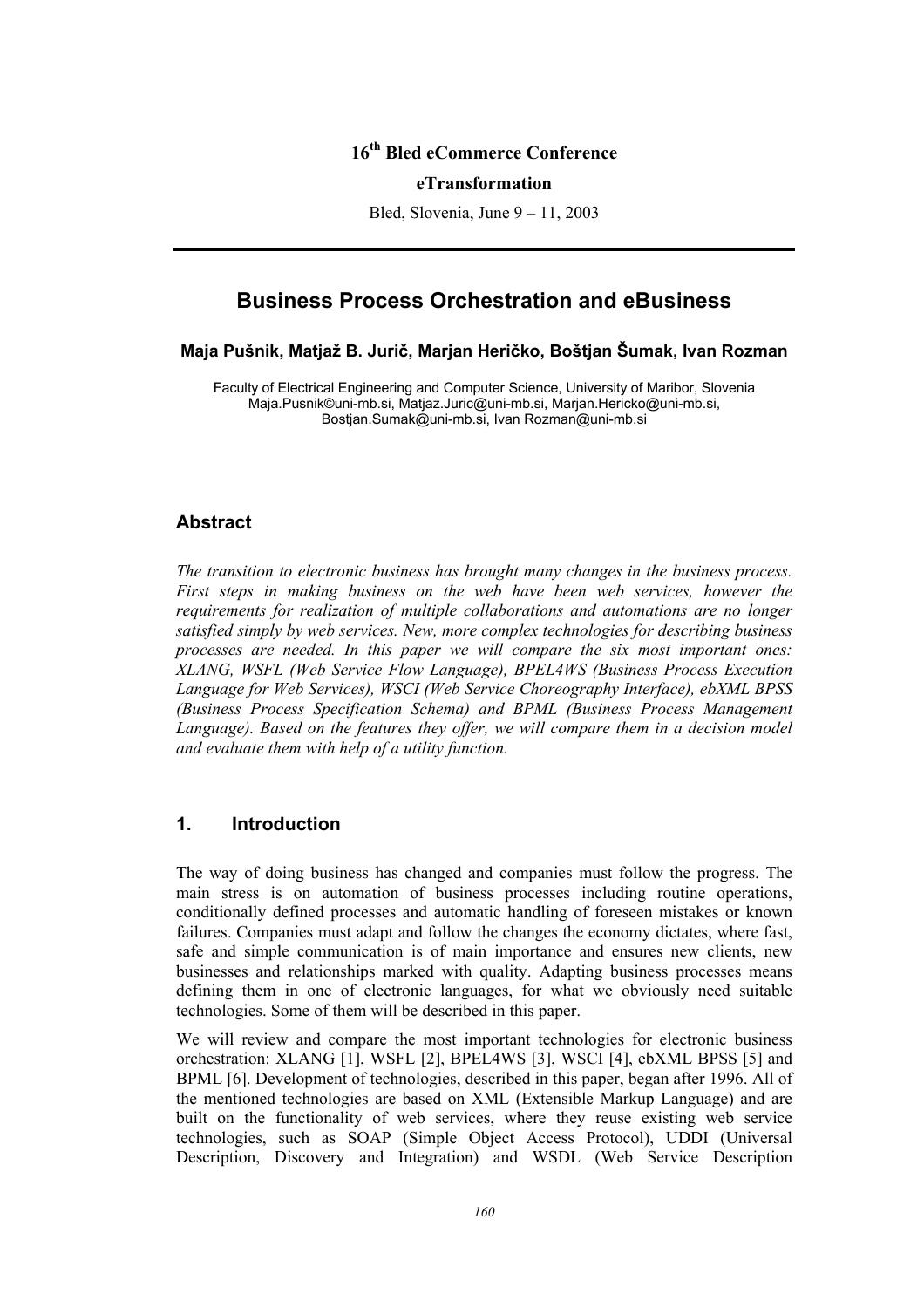16th Bled eCommerce Conference

eTransformation

Bled, Slovenia, June 9 – 11, 2003

# Business Process Orchestration and eBusiness

**Maja Pušnik, Matjaž B. Jurič, Marjan Heričko, Boštjan Šumak, Ivan Rozman**

Faculty of Electrical Engineering and Computer Science, University of Maribor, Slovenia
Maja.Pusnik©uni-mb.si, Matjaz.Juric@uni-mb.si, Marjan.Hericko@uni-mb.si, Bostjan.Sumak@uni-mb.si, Ivan Rozman@uni-mb.si

## Abstract

*The transition to electronic business has brought many changes in the business process. First steps in making business on the web have been web services, however the requirements for realization of multiple collaborations and automations are no longer satisfied simply by web services. New, more complex technologies for describing business processes are needed. In this paper we will compare the six most important ones: XLANG, WSFL (Web Service Flow Language), BPEL4WS (Business Process Execution Language for Web Services), WSCI (Web Service Choreography Interface), ebXML BPSS (Business Process Specification Schema) and BPML (Business Process Management Language). Based on the features they offer, we will compare them in a decision model and evaluate them with help of a utility function.*

## 1. Introduction

The way of doing business has changed and companies must follow the progress. The main stress is on automation of business processes including routine operations, conditionally defined processes and automatic handling of foreseen mistakes or known failures. Companies must adapt and follow the changes the economy dictates, where fast, safe and simple communication is of main importance and ensures new clients, new businesses and relationships marked with quality. Adapting business processes means defining them in one of electronic languages, for what we obviously need suitable technologies. Some of them will be described in this paper.

We will review and compare the most important technologies for electronic business orchestration: XLANG [1], WSFL [2], BPEL4WS [3], WSCI [4], ebXML BPSS [5] and BPML [6]. Development of technologies, described in this paper, began after 1996. All of the mentioned technologies are based on XML (Extensible Markup Language) and are built on the functionality of web services, where they reuse existing web service technologies, such as SOAP (Simple Object Access Protocol), UDDI (Universal Description, Discovery and Integration) and WSDL (Web Service Description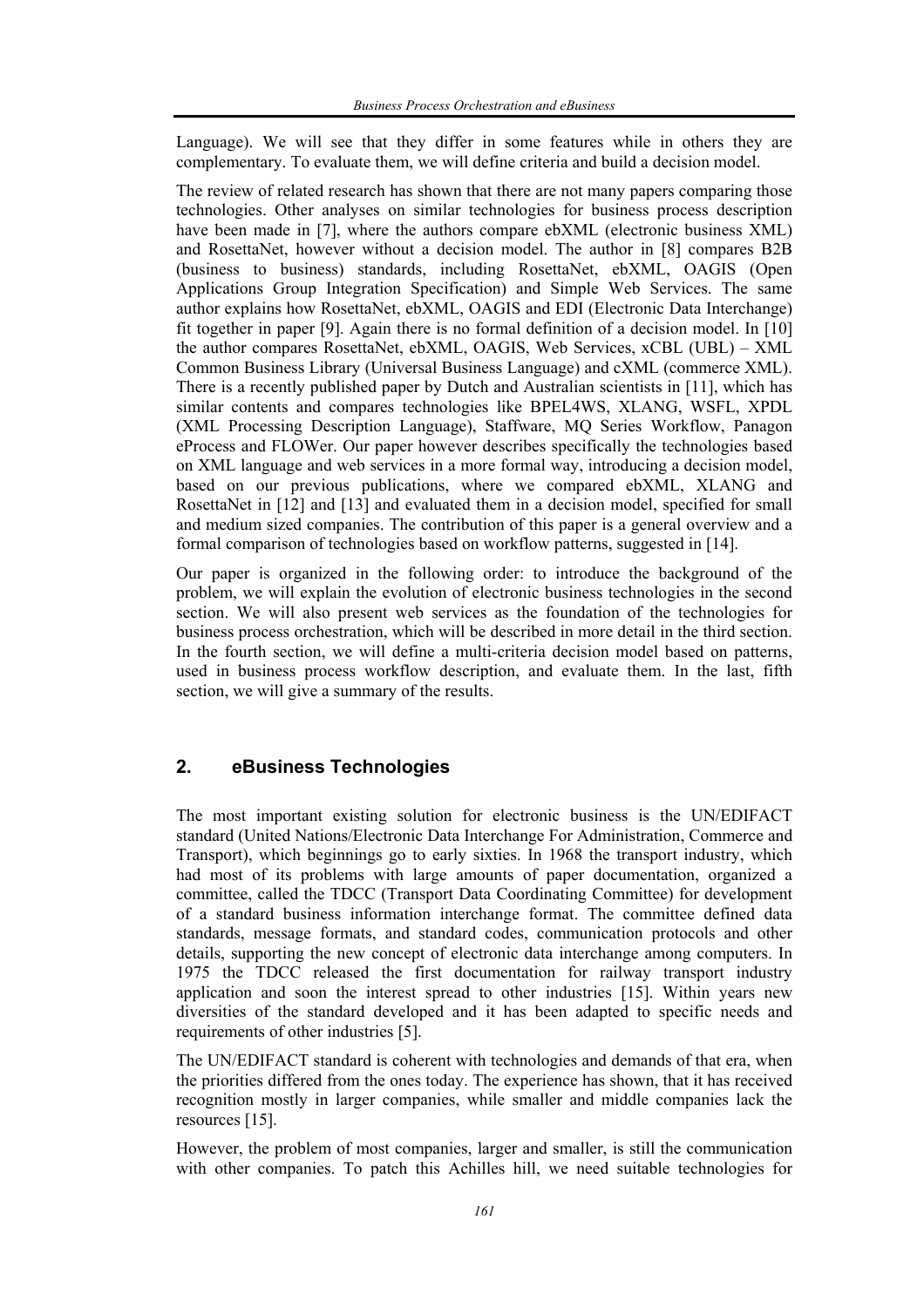Language). We will see that they differ in some features while in others they are complementary. To evaluate them, we will define criteria and build a decision model.

The review of related research has shown that there are not many papers comparing those technologies. Other analyses on similar technologies for business process description have been made in [7], where the authors compare ebXML (electronic business XML) and RosettaNet, however without a decision model. The author in [8] compares B2B (business to business) standards, including RosettaNet, ebXML, OAGIS (Open Applications Group Integration Specification) and Simple Web Services. The same author explains how RosettaNet, ebXML, OAGIS and EDI (Electronic Data Interchange) fit together in paper [9]. Again there is no formal definition of a decision model. In [10] the author compares RosettaNet, ebXML, OAGIS, Web Services, xCBL (UBL) – XML Common Business Library (Universal Business Language) and cXML (commerce XML). There is a recently published paper by Dutch and Australian scientists in [11], which has similar contents and compares technologies like BPEL4WS, XLANG, WSFL, XPDL (XML Processing Description Language), Staffware, MQ Series Workflow, Panagon eProcess and FLOWer. Our paper however describes specifically the technologies based on XML language and web services in a more formal way, introducing a decision model, based on our previous publications, where we compared ebXML, XLANG and RosettaNet in [12] and [13] and evaluated them in a decision model, specified for small and medium sized companies. The contribution of this paper is a general overview and a formal comparison of technologies based on workflow patterns, suggested in [14].

Our paper is organized in the following order: to introduce the background of the problem, we will explain the evolution of electronic business technologies in the second section. We will also present web services as the foundation of the technologies for business process orchestration, which will be described in more detail in the third section. In the fourth section, we will define a multi-criteria decision model based on patterns, used in business process workflow description, and evaluate them. In the last, fifth section, we will give a summary of the results.

## 2. eBusiness Technologies

The most important existing solution for electronic business is the UN/EDIFACT standard (United Nations/Electronic Data Interchange For Administration, Commerce and Transport), which beginnings go to early sixties. In 1968 the transport industry, which had most of its problems with large amounts of paper documentation, organized a committee, called the TDCC (Transport Data Coordinating Committee) for development of a standard business information interchange format. The committee defined data standards, message formats, and standard codes, communication protocols and other details, supporting the new concept of electronic data interchange among computers. In 1975 the TDCC released the first documentation for railway transport industry application and soon the interest spread to other industries [15]. Within years new diversities of the standard developed and it has been adapted to specific needs and requirements of other industries [5].

The UN/EDIFACT standard is coherent with technologies and demands of that era, when the priorities differed from the ones today. The experience has shown, that it has received recognition mostly in larger companies, while smaller and middle companies lack the resources [15].

However, the problem of most companies, larger and smaller, is still the communication with other companies. To patch this Achilles hill, we need suitable technologies for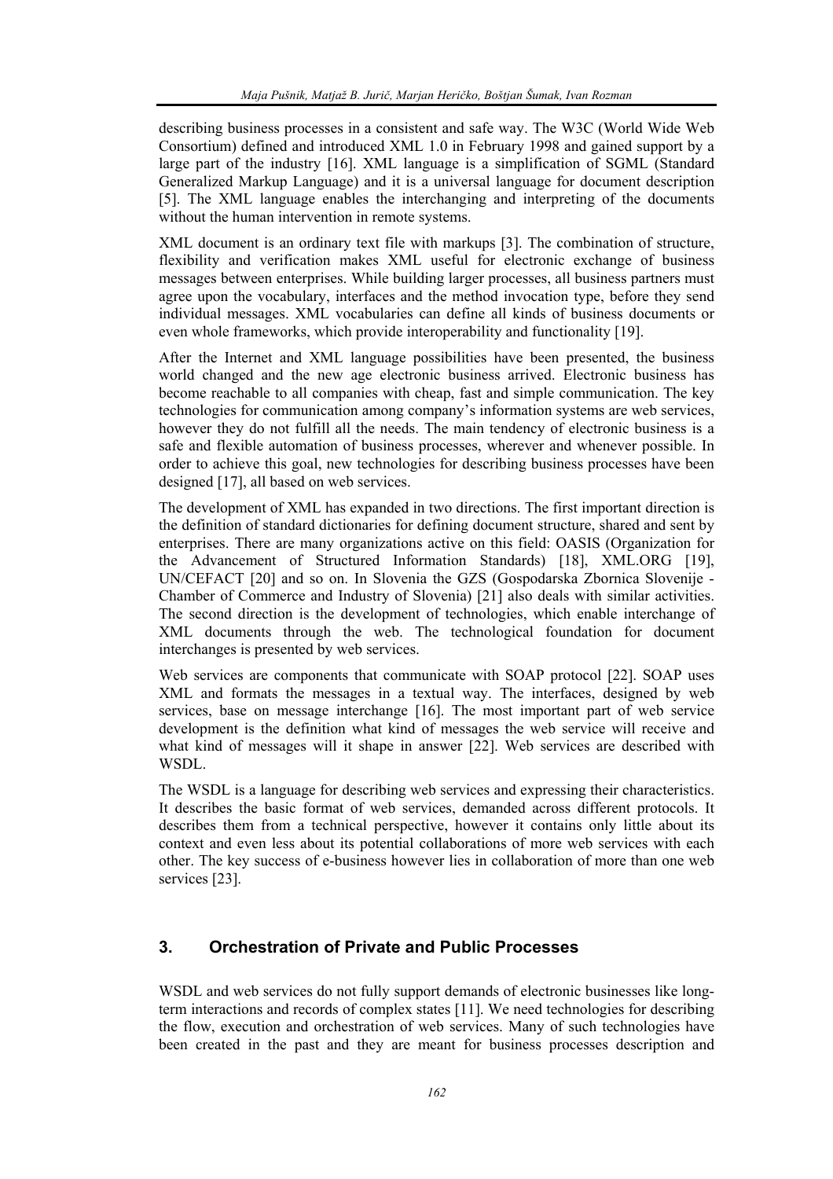describing business processes in a consistent and safe way. The W3C (World Wide Web Consortium) defined and introduced XML 1.0 in February 1998 and gained support by a large part of the industry [16]. XML language is a simplification of SGML (Standard Generalized Markup Language) and it is a universal language for document description [5]. The XML language enables the interchanging and interpreting of the documents without the human intervention in remote systems.

XML document is an ordinary text file with markups [3]. The combination of structure, flexibility and verification makes XML useful for electronic exchange of business messages between enterprises. While building larger processes, all business partners must agree upon the vocabulary, interfaces and the method invocation type, before they send individual messages. XML vocabularies can define all kinds of business documents or even whole frameworks, which provide interoperability and functionality [19].

After the Internet and XML language possibilities have been presented, the business world changed and the new age electronic business arrived. Electronic business has become reachable to all companies with cheap, fast and simple communication. The key technologies for communication among company's information systems are web services, however they do not fulfill all the needs. The main tendency of electronic business is a safe and flexible automation of business processes, wherever and whenever possible. In order to achieve this goal, new technologies for describing business processes have been designed [17], all based on web services.

The development of XML has expanded in two directions. The first important direction is the definition of standard dictionaries for defining document structure, shared and sent by enterprises. There are many organizations active on this field: OASIS (Organization for the Advancement of Structured Information Standards) [18], XML.ORG [19], UN/CEFACT [20] and so on. In Slovenia the GZS (Gospodarska Zbornica Slovenije - Chamber of Commerce and Industry of Slovenia) [21] also deals with similar activities. The second direction is the development of technologies, which enable interchange of XML documents through the web. The technological foundation for document interchanges is presented by web services.

Web services are components that communicate with SOAP protocol [22]. SOAP uses XML and formats the messages in a textual way. The interfaces, designed by web services, base on message interchange [16]. The most important part of web service development is the definition what kind of messages the web service will receive and what kind of messages will it shape in answer [22]. Web services are described with WSDL.

The WSDL is a language for describing web services and expressing their characteristics. It describes the basic format of web services, demanded across different protocols. It describes them from a technical perspective, however it contains only little about its context and even less about its potential collaborations of more web services with each other. The key success of e-business however lies in collaboration of more than one web services [23].

## 3. Orchestration of Private and Public Processes

WSDL and web services do not fully support demands of electronic businesses like long-term interactions and records of complex states [11]. We need technologies for describing the flow, execution and orchestration of web services. Many of such technologies have been created in the past and they are meant for business processes description and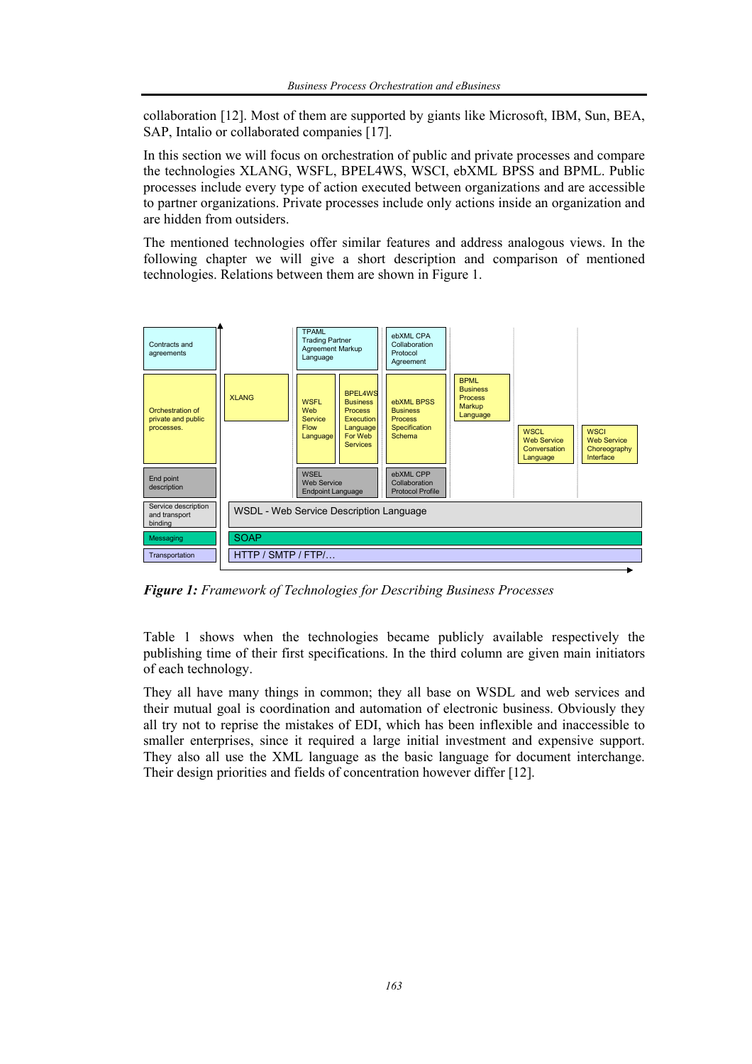collaboration [12]. Most of them are supported by giants like Microsoft, IBM, Sun, BEA, SAP, Intalio or collaborated companies [17].

In this section we will focus on orchestration of public and private processes and compare the technologies XLANG, WSFL, BPEL4WS, WSCI, ebXML BPSS and BPML. Public processes include every type of action executed between organizations and are accessible to partner organizations. Private processes include only actions inside an organization and are hidden from outsiders.

The mentioned technologies offer similar features and address analogous views. In the following chapter we will give a short description and comparison of mentioned technologies. Relations between them are shown in Figure 1.

| | | | | | | | |
|---|---|---|---|---|---|---|---|
| Contracts and agreements | | TPAML Trading Partner Agreement Markup Language | | ebXML CPA Collaboration Protocol Agreement | | | |
| Orchestration of private and public processes. | XLANG | WSFL Web Service Flow Language | BPEL4WS Business Process Execution Language For Web Services | ebXML BPSS Business Process Specification Schema | BPML Business Process Markup Language | WSCL Web Service Conversation Language | WSCI Web Service Choreography Interface |
| End point description | | WSEL Web Service Endpoint Language | | ebXML CPP Collaboration Protocol Profile | | | |
| Service description and transport binding | WSDL - Web Service Description Language | | | | | | |
| Messaging | SOAP | | | | | | |
| Transportation | HTTP / SMTP / FTP/… | | | | | | |

***Figure 1:*** *Framework of Technologies for Describing Business Processes*

Table 1 shows when the technologies became publicly available respectively the publishing time of their first specifications. In the third column are given main initiators of each technology.

They all have many things in common; they all base on WSDL and web services and their mutual goal is coordination and automation of electronic business. Obviously they all try not to reprise the mistakes of EDI, which has been inflexible and inaccessible to smaller enterprises, since it required a large initial investment and expensive support. They also all use the XML language as the basic language for document interchange. Their design priorities and fields of concentration however differ [12].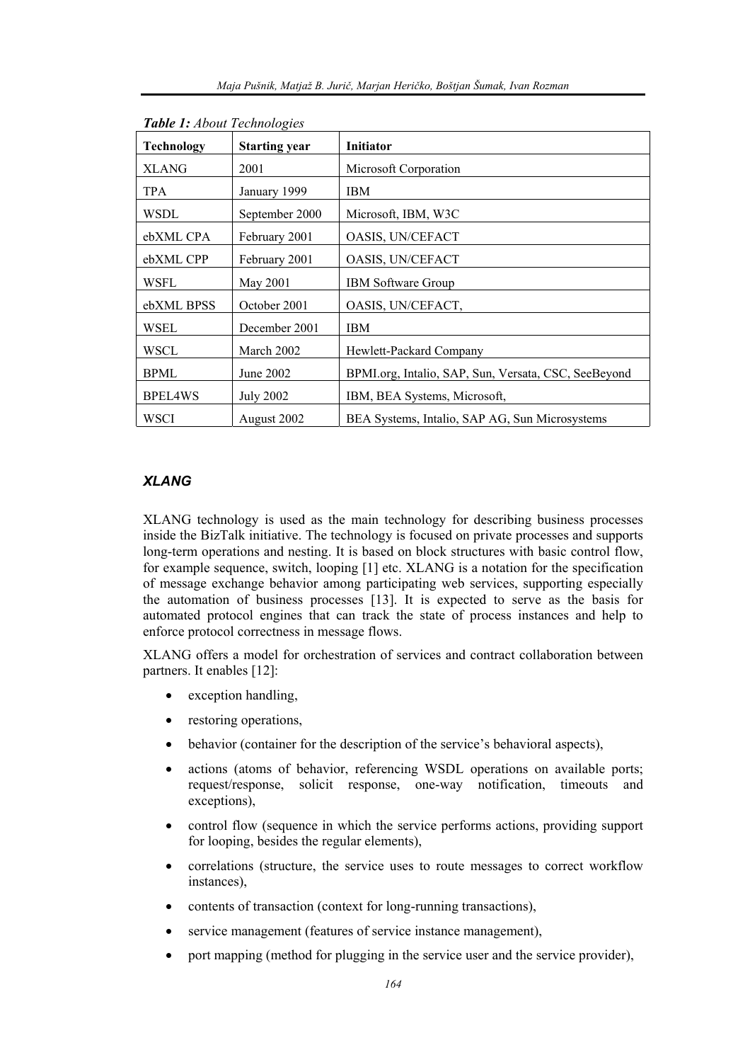***Table 1:*** *About Technologies*

| Technology | Starting year | Initiator |
|---|---|---|
| XLANG | 2001 | Microsoft Corporation |
| TPA | January 1999 | IBM |
| WSDL | September 2000 | Microsoft, IBM, W3C |
| ebXML CPA | February 2001 | OASIS, UN/CEFACT |
| ebXML CPP | February 2001 | OASIS, UN/CEFACT |
| WSFL | May 2001 | IBM Software Group |
| ebXML BPSS | October 2001 | OASIS, UN/CEFACT, |
| WSEL | December 2001 | IBM |
| WSCL | March 2002 | Hewlett-Packard Company |
| BPML | June 2002 | BPMI.org, Intalio, SAP, Sun, Versata, CSC, SeeBeyond |
| BPEL4WS | July 2002 | IBM, BEA Systems, Microsoft, |
| WSCI | August 2002 | BEA Systems, Intalio, SAP AG, Sun Microsystems |

### *XLANG*

XLANG technology is used as the main technology for describing business processes inside the BizTalk initiative. The technology is focused on private processes and supports long-term operations and nesting. It is based on block structures with basic control flow, for example sequence, switch, looping [1] etc. XLANG is a notation for the specification of message exchange behavior among participating web services, supporting especially the automation of business processes [13]. It is expected to serve as the basis for automated protocol engines that can track the state of process instances and help to enforce protocol correctness in message flows.

XLANG offers a model for orchestration of services and contract collaboration between partners. It enables [12]:

- exception handling,
- restoring operations,
- behavior (container for the description of the service's behavioral aspects),
- actions (atoms of behavior, referencing WSDL operations on available ports; request/response, solicit response, one-way notification, timeouts and exceptions),
- control flow (sequence in which the service performs actions, providing support for looping, besides the regular elements),
- correlations (structure, the service uses to route messages to correct workflow instances),
- contents of transaction (context for long-running transactions),
- service management (features of service instance management),
- port mapping (method for plugging in the service user and the service provider),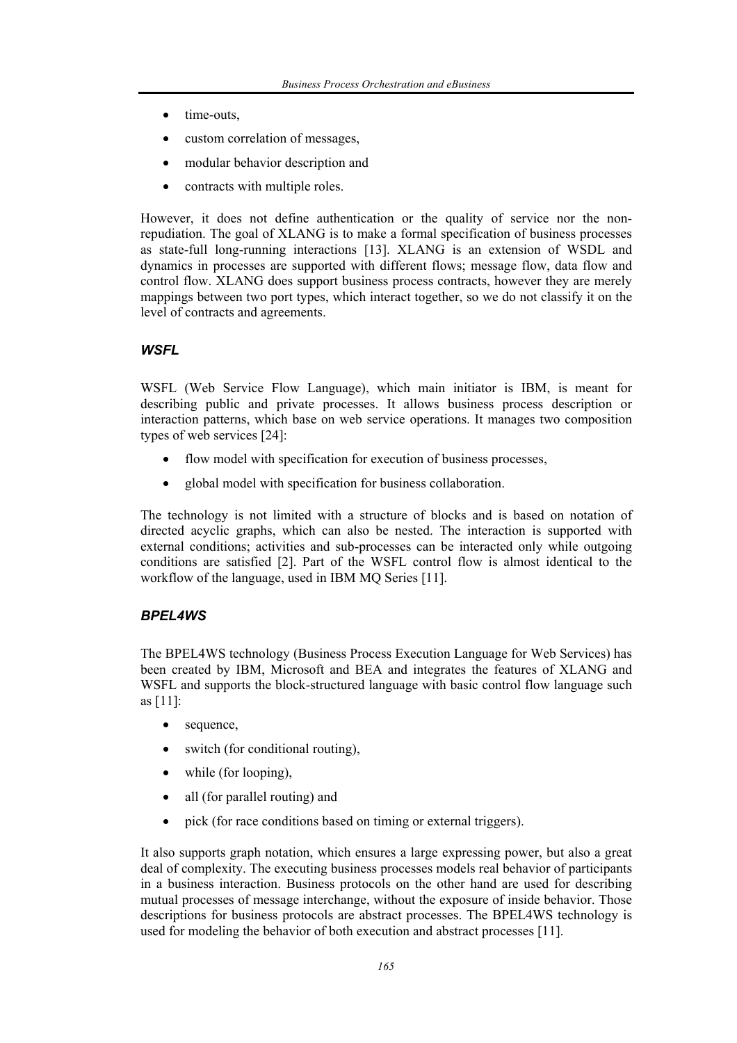- time-outs,
- custom correlation of messages,
- modular behavior description and
- contracts with multiple roles.

However, it does not define authentication or the quality of service nor the non-repudiation. The goal of XLANG is to make a formal specification of business processes as state-full long-running interactions [13]. XLANG is an extension of WSDL and dynamics in processes are supported with different flows; message flow, data flow and control flow. XLANG does support business process contracts, however they are merely mappings between two port types, which interact together, so we do not classify it on the level of contracts and agreements.

### *WSFL*

WSFL (Web Service Flow Language), which main initiator is IBM, is meant for describing public and private processes. It allows business process description or interaction patterns, which base on web service operations. It manages two composition types of web services [24]:

- flow model with specification for execution of business processes,
- global model with specification for business collaboration.

The technology is not limited with a structure of blocks and is based on notation of directed acyclic graphs, which can also be nested. The interaction is supported with external conditions; activities and sub-processes can be interacted only while outgoing conditions are satisfied [2]. Part of the WSFL control flow is almost identical to the workflow of the language, used in IBM MQ Series [11].

### *BPEL4WS*

The BPEL4WS technology (Business Process Execution Language for Web Services) has been created by IBM, Microsoft and BEA and integrates the features of XLANG and WSFL and supports the block-structured language with basic control flow language such as [11]:

- sequence,
- switch (for conditional routing),
- while (for looping),
- all (for parallel routing) and
- pick (for race conditions based on timing or external triggers).

It also supports graph notation, which ensures a large expressing power, but also a great deal of complexity. The executing business processes models real behavior of participants in a business interaction. Business protocols on the other hand are used for describing mutual processes of message interchange, without the exposure of inside behavior. Those descriptions for business protocols are abstract processes. The BPEL4WS technology is used for modeling the behavior of both execution and abstract processes [11].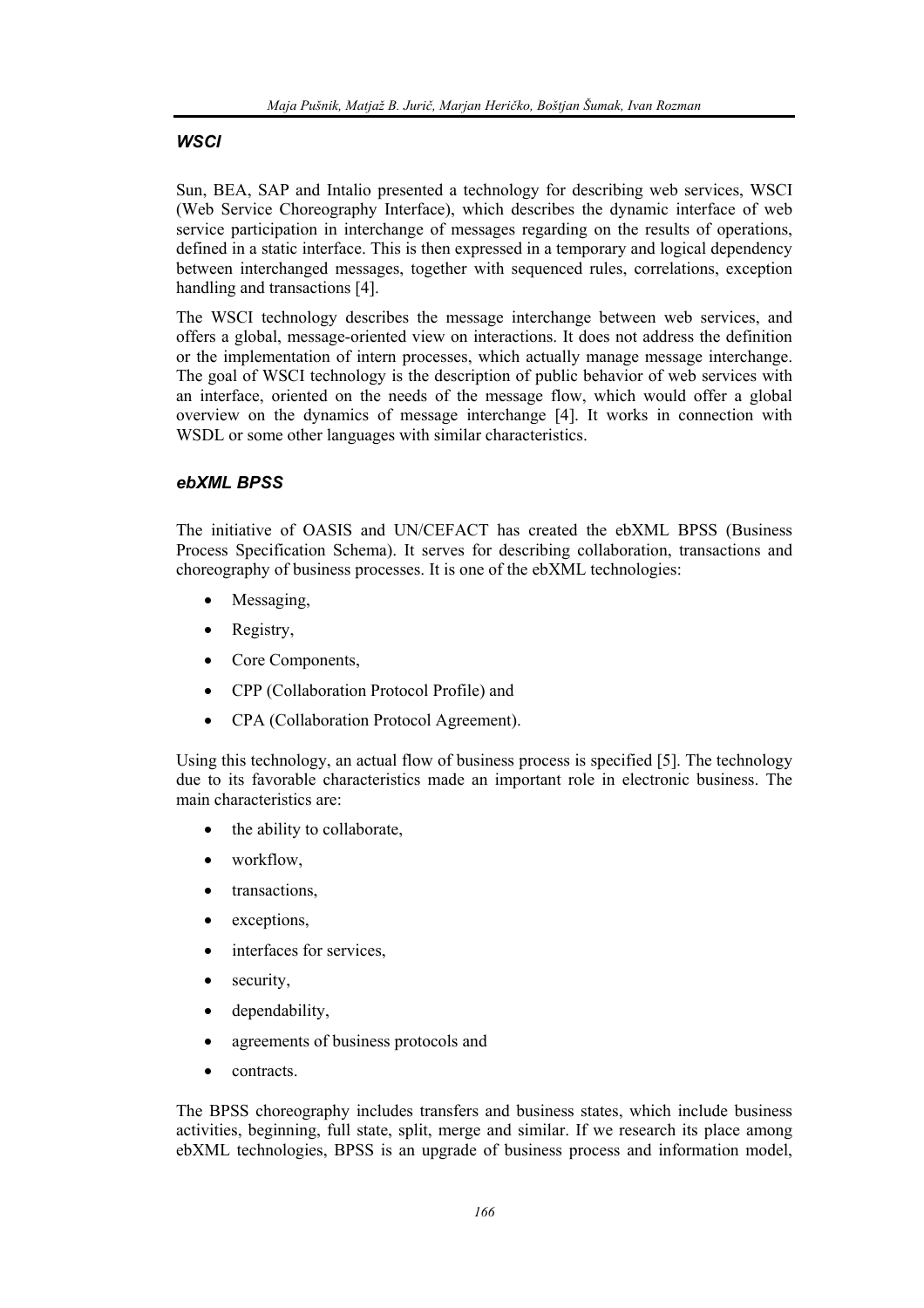### *WSCI*

Sun, BEA, SAP and Intalio presented a technology for describing web services, WSCI (Web Service Choreography Interface), which describes the dynamic interface of web service participation in interchange of messages regarding on the results of operations, defined in a static interface. This is then expressed in a temporary and logical dependency between interchanged messages, together with sequenced rules, correlations, exception handling and transactions [4].

The WSCI technology describes the message interchange between web services, and offers a global, message-oriented view on interactions. It does not address the definition or the implementation of intern processes, which actually manage message interchange. The goal of WSCI technology is the description of public behavior of web services with an interface, oriented on the needs of the message flow, which would offer a global overview on the dynamics of message interchange [4]. It works in connection with WSDL or some other languages with similar characteristics.

### *ebXML BPSS*

The initiative of OASIS and UN/CEFACT has created the ebXML BPSS (Business Process Specification Schema). It serves for describing collaboration, transactions and choreography of business processes. It is one of the ebXML technologies:

- Messaging,
- Registry,
- Core Components,
- CPP (Collaboration Protocol Profile) and
- CPA (Collaboration Protocol Agreement).

Using this technology, an actual flow of business process is specified [5]. The technology due to its favorable characteristics made an important role in electronic business. The main characteristics are:

- the ability to collaborate,
- workflow,
- transactions,
- exceptions,
- interfaces for services,
- security,
- dependability,
- agreements of business protocols and
- contracts.

The BPSS choreography includes transfers and business states, which include business activities, beginning, full state, split, merge and similar. If we research its place among ebXML technologies, BPSS is an upgrade of business process and information model,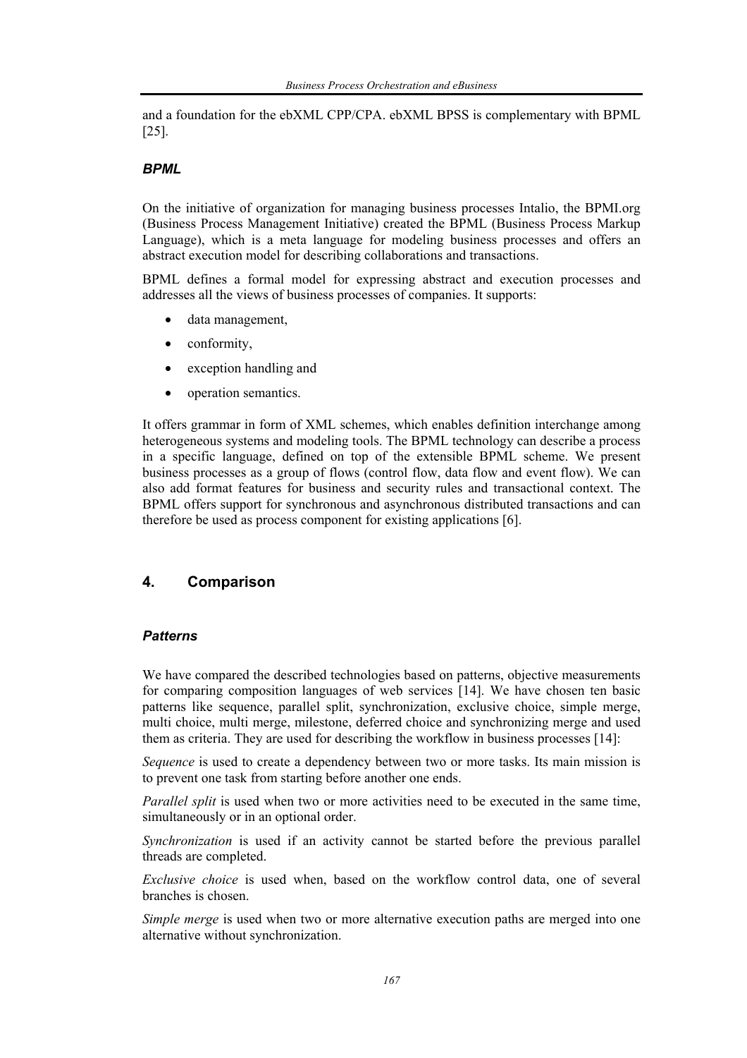and a foundation for the ebXML CPP/CPA. ebXML BPSS is complementary with BPML [25].

### *BPML*

On the initiative of organization for managing business processes Intalio, the BPMI.org (Business Process Management Initiative) created the BPML (Business Process Markup Language), which is a meta language for modeling business processes and offers an abstract execution model for describing collaborations and transactions.

BPML defines a formal model for expressing abstract and execution processes and addresses all the views of business processes of companies. It supports:

- data management,
- conformity,
- exception handling and
- operation semantics.

It offers grammar in form of XML schemes, which enables definition interchange among heterogeneous systems and modeling tools. The BPML technology can describe a process in a specific language, defined on top of the extensible BPML scheme. We present business processes as a group of flows (control flow, data flow and event flow). We can also add format features for business and security rules and transactional context. The BPML offers support for synchronous and asynchronous distributed transactions and can therefore be used as process component for existing applications [6].

## 4. Comparison

### *Patterns*

We have compared the described technologies based on patterns, objective measurements for comparing composition languages of web services [14]. We have chosen ten basic patterns like sequence, parallel split, synchronization, exclusive choice, simple merge, multi choice, multi merge, milestone, deferred choice and synchronizing merge and used them as criteria. They are used for describing the workflow in business processes [14]:

*Sequence* is used to create a dependency between two or more tasks. Its main mission is to prevent one task from starting before another one ends.

*Parallel split* is used when two or more activities need to be executed in the same time, simultaneously or in an optional order.

*Synchronization* is used if an activity cannot be started before the previous parallel threads are completed.

*Exclusive choice* is used when, based on the workflow control data, one of several branches is chosen.

*Simple merge* is used when two or more alternative execution paths are merged into one alternative without synchronization.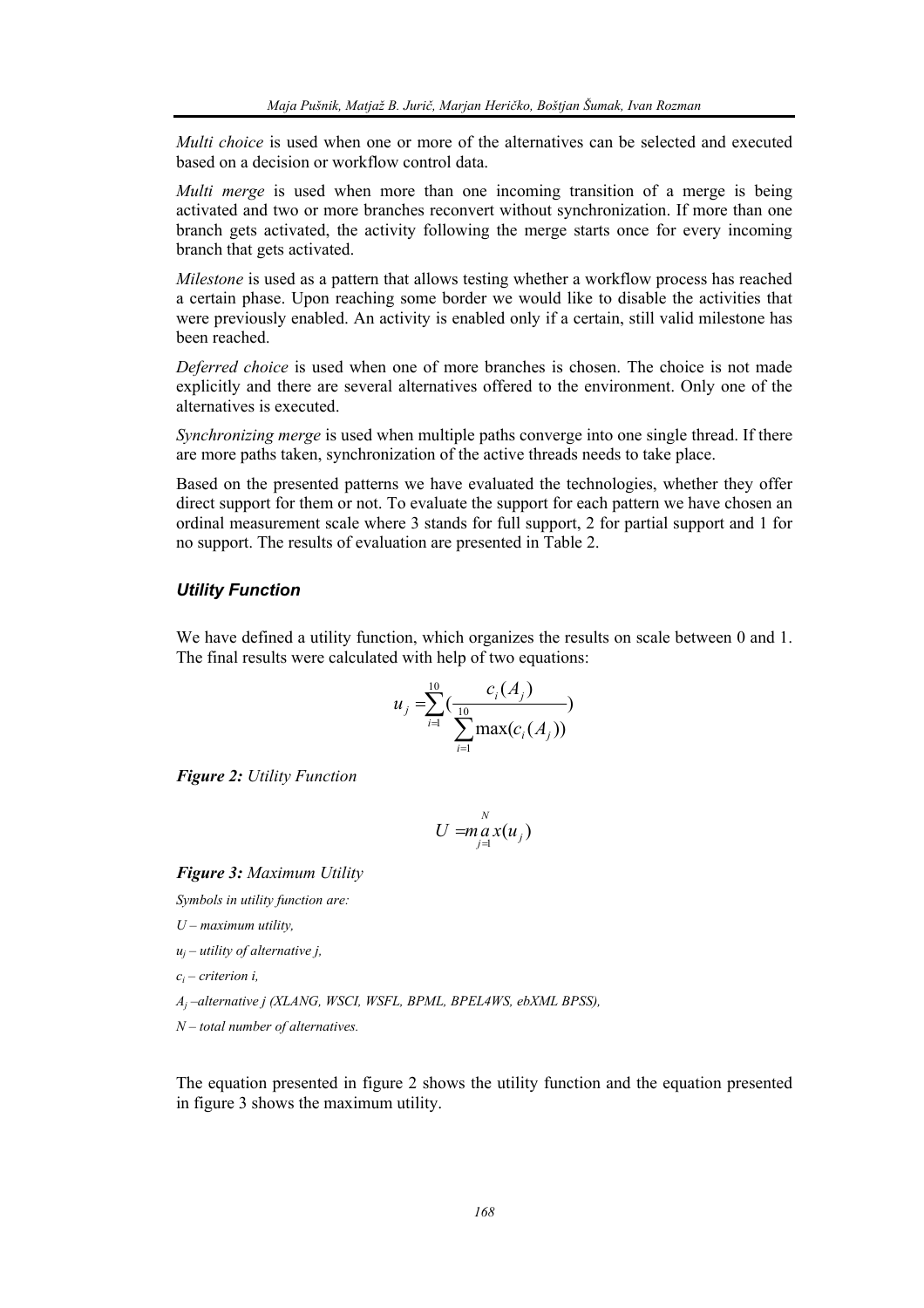*Multi choice* is used when one or more of the alternatives can be selected and executed based on a decision or workflow control data.

*Multi merge* is used when more than one incoming transition of a merge is being activated and two or more branches reconvert without synchronization. If more than one branch gets activated, the activity following the merge starts once for every incoming branch that gets activated.

*Milestone* is used as a pattern that allows testing whether a workflow process has reached a certain phase. Upon reaching some border we would like to disable the activities that were previously enabled. An activity is enabled only if a certain, still valid milestone has been reached.

*Deferred choice* is used when one of more branches is chosen. The choice is not made explicitly and there are several alternatives offered to the environment. Only one of the alternatives is executed.

*Synchronizing merge* is used when multiple paths converge into one single thread. If there are more paths taken, synchronization of the active threads needs to take place.

Based on the presented patterns we have evaluated the technologies, whether they offer direct support for them or not. To evaluate the support for each pattern we have chosen an ordinal measurement scale where 3 stands for full support, 2 for partial support and 1 for no support. The results of evaluation are presented in Table 2.

### *Utility Function*

We have defined a utility function, which organizes the results on scale between 0 and 1. The final results were calculated with help of two equations:

$$u_j = \sum_{i=1}^{10} \left( \frac{c_i(A_j)}{\sum_{i=1}^{10} \max(c_i(A_j))} \right)$$

***Figure 2:*** *Utility Function*

$$U = \max_{j=1}^{N}(u_j)$$

***Figure 3:*** *Maximum Utility*

*Symbols in utility function are:*

*U – maximum utility,*

*$u_j$ – utility of alternative j,*

*$c_i$ – criterion i,*

*$A_j$ –alternative j (XLANG, WSCI, WSFL, BPML, BPEL4WS, ebXML BPSS),*

*N – total number of alternatives.*

The equation presented in figure 2 shows the utility function and the equation presented in figure 3 shows the maximum utility.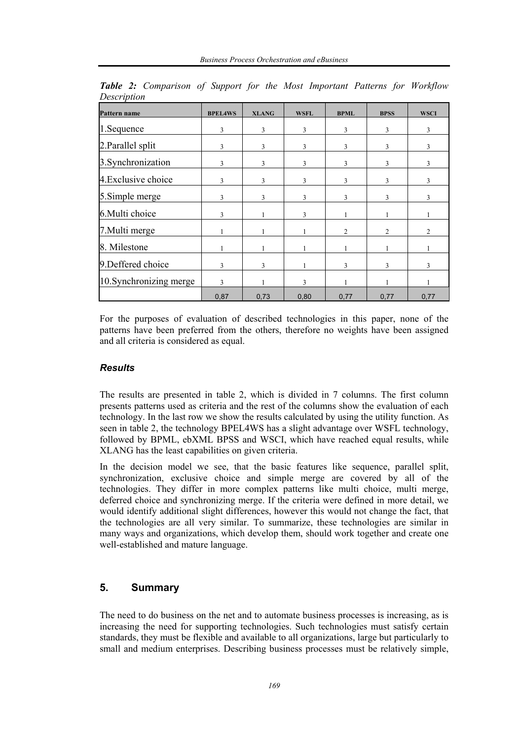***Table 2:** Comparison of Support for the Most Important Patterns for Workflow Description*

| Pattern name | BPEL4WS | XLANG | WSFL | BPML | BPSS | WSCI |
|---|---|---|---|---|---|---|
| 1.Sequence | 3 | 3 | 3 | 3 | 3 | 3 |
| 2.Parallel split | 3 | 3 | 3 | 3 | 3 | 3 |
| 3.Synchronization | 3 | 3 | 3 | 3 | 3 | 3 |
| 4.Exclusive choice | 3 | 3 | 3 | 3 | 3 | 3 |
| 5.Simple merge | 3 | 3 | 3 | 3 | 3 | 3 |
| 6.Multi choice | 3 | 1 | 3 | 1 | 1 | 1 |
| 7.Multi merge | 1 | 1 | 1 | 2 | 2 | 2 |
| 8. Milestone | 1 | 1 | 1 | 1 | 1 | 1 |
| 9.Deffered choice | 3 | 3 | 1 | 3 | 3 | 3 |
| 10.Synchronizing merge | 3 | 1 | 3 | 1 | 1 | 1 |
| | 0,87 | 0,73 | 0,80 | 0,77 | 0,77 | 0,77 |

For the purposes of evaluation of described technologies in this paper, none of the patterns have been preferred from the others, therefore no weights have been assigned and all criteria is considered as equal.

### *Results*

The results are presented in table 2, which is divided in 7 columns. The first column presents patterns used as criteria and the rest of the columns show the evaluation of each technology. In the last row we show the results calculated by using the utility function. As seen in table 2, the technology BPEL4WS has a slight advantage over WSFL technology, followed by BPML, ebXML BPSS and WSCI, which have reached equal results, while XLANG has the least capabilities on given criteria.

In the decision model we see, that the basic features like sequence, parallel split, synchronization, exclusive choice and simple merge are covered by all of the technologies. They differ in more complex patterns like multi choice, multi merge, deferred choice and synchronizing merge. If the criteria were defined in more detail, we would identify additional slight differences, however this would not change the fact, that the technologies are all very similar. To summarize, these technologies are similar in many ways and organizations, which develop them, should work together and create one well-established and mature language.

## 5. Summary

The need to do business on the net and to automate business processes is increasing, as is increasing the need for supporting technologies. Such technologies must satisfy certain standards, they must be flexible and available to all organizations, large but particularly to small and medium enterprises. Describing business processes must be relatively simple,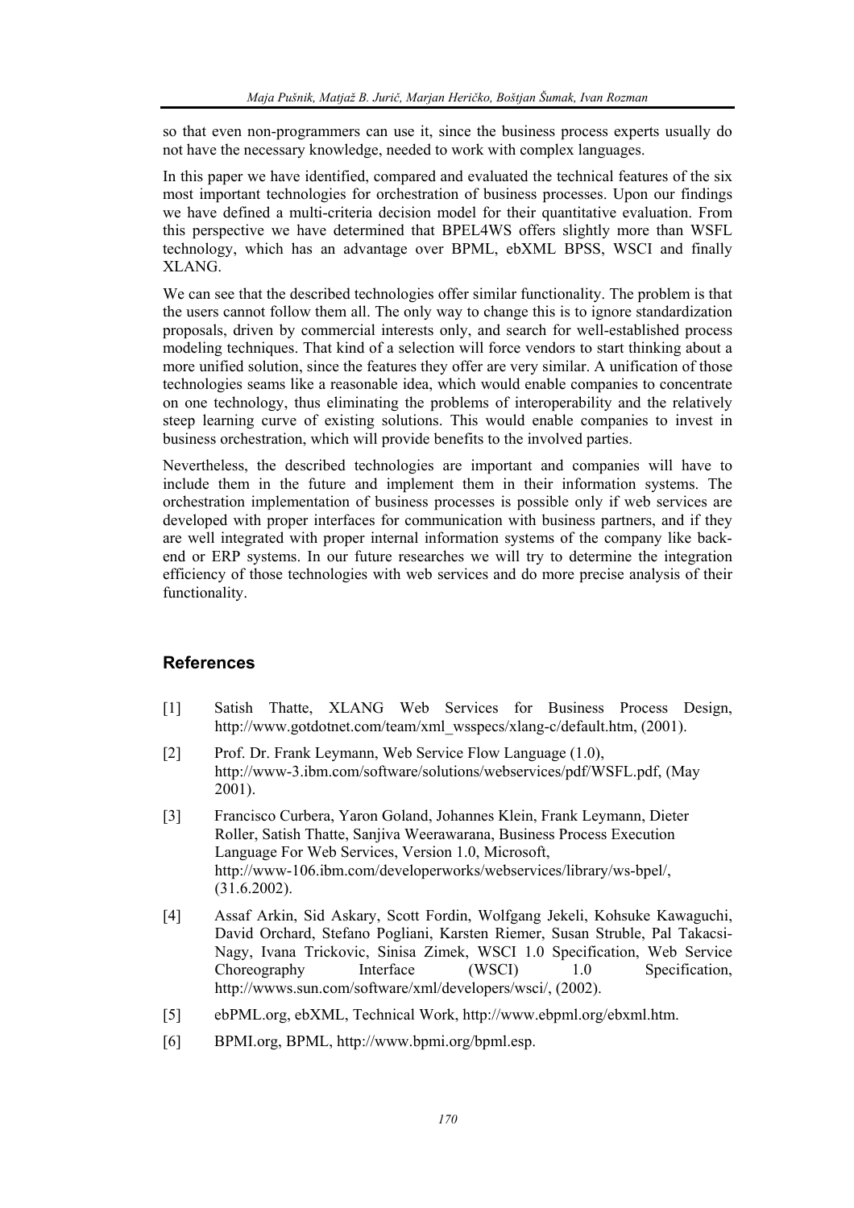so that even non-programmers can use it, since the business process experts usually do not have the necessary knowledge, needed to work with complex languages.

In this paper we have identified, compared and evaluated the technical features of the six most important technologies for orchestration of business processes. Upon our findings we have defined a multi-criteria decision model for their quantitative evaluation. From this perspective we have determined that BPEL4WS offers slightly more than WSFL technology, which has an advantage over BPML, ebXML BPSS, WSCI and finally XLANG.

We can see that the described technologies offer similar functionality. The problem is that the users cannot follow them all. The only way to change this is to ignore standardization proposals, driven by commercial interests only, and search for well-established process modeling techniques. That kind of a selection will force vendors to start thinking about a more unified solution, since the features they offer are very similar. A unification of those technologies seams like a reasonable idea, which would enable companies to concentrate on one technology, thus eliminating the problems of interoperability and the relatively steep learning curve of existing solutions. This would enable companies to invest in business orchestration, which will provide benefits to the involved parties.

Nevertheless, the described technologies are important and companies will have to include them in the future and implement them in their information systems. The orchestration implementation of business processes is possible only if web services are developed with proper interfaces for communication with business partners, and if they are well integrated with proper internal information systems of the company like back-end or ERP systems. In our future researches we will try to determine the integration efficiency of those technologies with web services and do more precise analysis of their functionality.

## References

[1] Satish Thatte, XLANG Web Services for Business Process Design, http://www.gotdotnet.com/team/xml_wsspecs/xlang-c/default.htm, (2001).

[2] Prof. Dr. Frank Leymann, Web Service Flow Language (1.0), http://www-3.ibm.com/software/solutions/webservices/pdf/WSFL.pdf, (May 2001).

[3] Francisco Curbera, Yaron Goland, Johannes Klein, Frank Leymann, Dieter Roller, Satish Thatte, Sanjiva Weerawarana, Business Process Execution Language For Web Services, Version 1.0, Microsoft, http://www-106.ibm.com/developerworks/webservices/library/ws-bpel/, (31.6.2002).

[4] Assaf Arkin, Sid Askary, Scott Fordin, Wolfgang Jekeli, Kohsuke Kawaguchi, David Orchard, Stefano Pogliani, Karsten Riemer, Susan Struble, Pal Takacsi-Nagy, Ivana Trickovic, Sinisa Zimek, WSCI 1.0 Specification, Web Service Choreography Interface (WSCI) 1.0 Specification, http://wwws.sun.com/software/xml/developers/wsci/, (2002).

[5] ebPML.org, ebXML, Technical Work, http://www.ebpml.org/ebxml.htm.

[6] BPMI.org, BPML, http://www.bpmi.org/bpml.esp.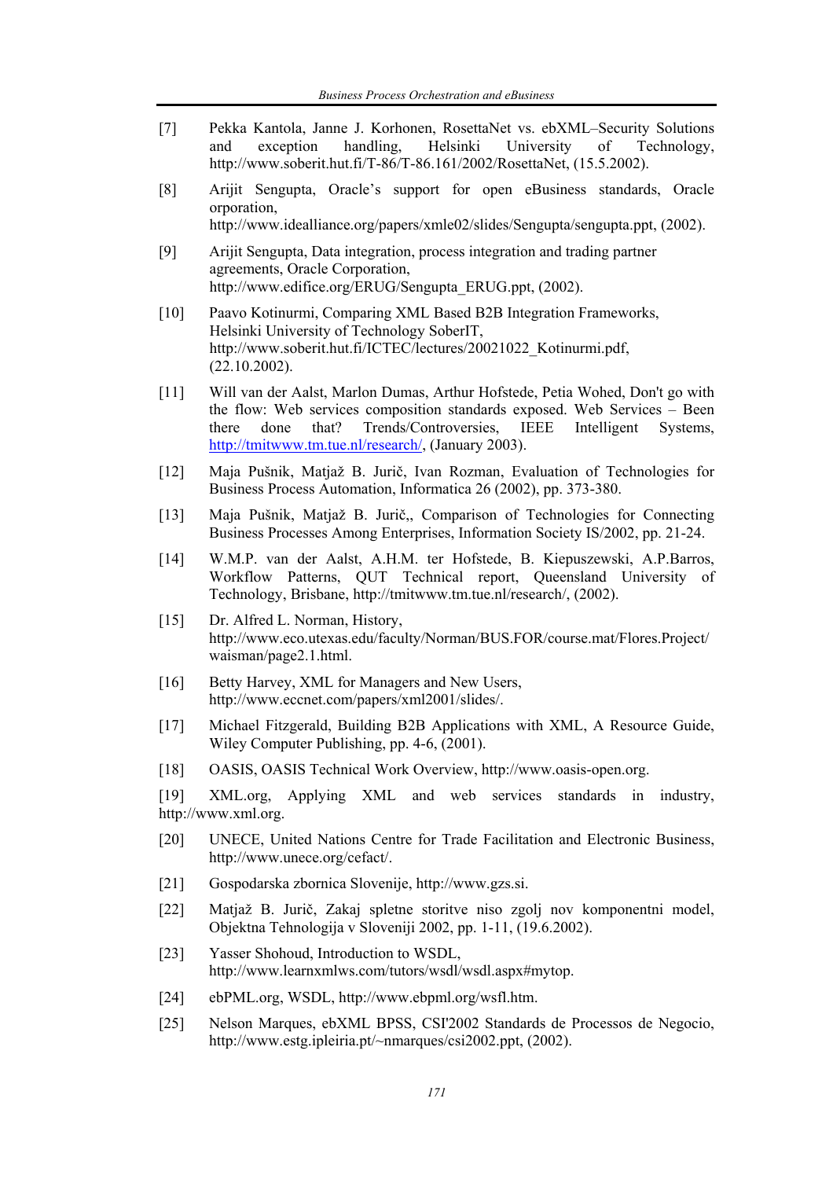[7] Pekka Kantola, Janne J. Korhonen, RosettaNet vs. ebXML–Security Solutions and exception handling, Helsinki University of Technology, http://www.soberit.hut.fi/T-86/T-86.161/2002/RosettaNet, (15.5.2002).

[8] Arijit Sengupta, Oracle's support for open eBusiness standards, Oracle orporation, http://www.idealliance.org/papers/xmle02/slides/Sengupta/sengupta.ppt, (2002).

[9] Arijit Sengupta, Data integration, process integration and trading partner agreements, Oracle Corporation, http://www.edifice.org/ERUG/Sengupta_ERUG.ppt, (2002).

[10] Paavo Kotinurmi, Comparing XML Based B2B Integration Frameworks, Helsinki University of Technology SoberIT, http://www.soberit.hut.fi/ICTEC/lectures/20021022_Kotinurmi.pdf, (22.10.2002).

[11] Will van der Aalst, Marlon Dumas, Arthur Hofstede, Petia Wohed, Don't go with the flow: Web services composition standards exposed. Web Services – Been there done that? Trends/Controversies, IEEE Intelligent Systems, http://tmitwww.tm.tue.nl/research/, (January 2003).

[12] Maja Pušnik, Matjaž B. Jurič, Ivan Rozman, Evaluation of Technologies for Business Process Automation, Informatica 26 (2002), pp. 373-380.

[13] Maja Pušnik, Matjaž B. Jurič,, Comparison of Technologies for Connecting Business Processes Among Enterprises, Information Society IS/2002, pp. 21-24.

[14] W.M.P. van der Aalst, A.H.M. ter Hofstede, B. Kiepuszewski, A.P.Barros, Workflow Patterns, QUT Technical report, Queensland University of Technology, Brisbane, http://tmitwww.tm.tue.nl/research/, (2002).

[15] Dr. Alfred L. Norman, History, http://www.eco.utexas.edu/faculty/Norman/BUS.FOR/course.mat/Flores.Project/waisman/page2.1.html.

[16] Betty Harvey, XML for Managers and New Users, http://www.eccnet.com/papers/xml2001/slides/.

[17] Michael Fitzgerald, Building B2B Applications with XML, A Resource Guide, Wiley Computer Publishing, pp. 4-6, (2001).

[18] OASIS, OASIS Technical Work Overview, http://www.oasis-open.org.

[19] XML.org, Applying XML and web services standards in industry, http://www.xml.org.

[20] UNECE, United Nations Centre for Trade Facilitation and Electronic Business, http://www.unece.org/cefact/.

[21] Gospodarska zbornica Slovenije, http://www.gzs.si.

[22] Matjaž B. Jurič, Zakaj spletne storitve niso zgolj nov komponentni model, Objektna Tehnologija v Sloveniji 2002, pp. 1-11, (19.6.2002).

[23] Yasser Shohoud, Introduction to WSDL, http://www.learnxmlws.com/tutors/wsdl/wsdl.aspx#mytop.

[24] ebPML.org, WSDL, http://www.ebpml.org/wsfl.htm.

[25] Nelson Marques, ebXML BPSS, CSI'2002 Standards de Processos de Negocio, http://www.estg.ipleiria.pt/~nmarques/csi2002.ppt, (2002).